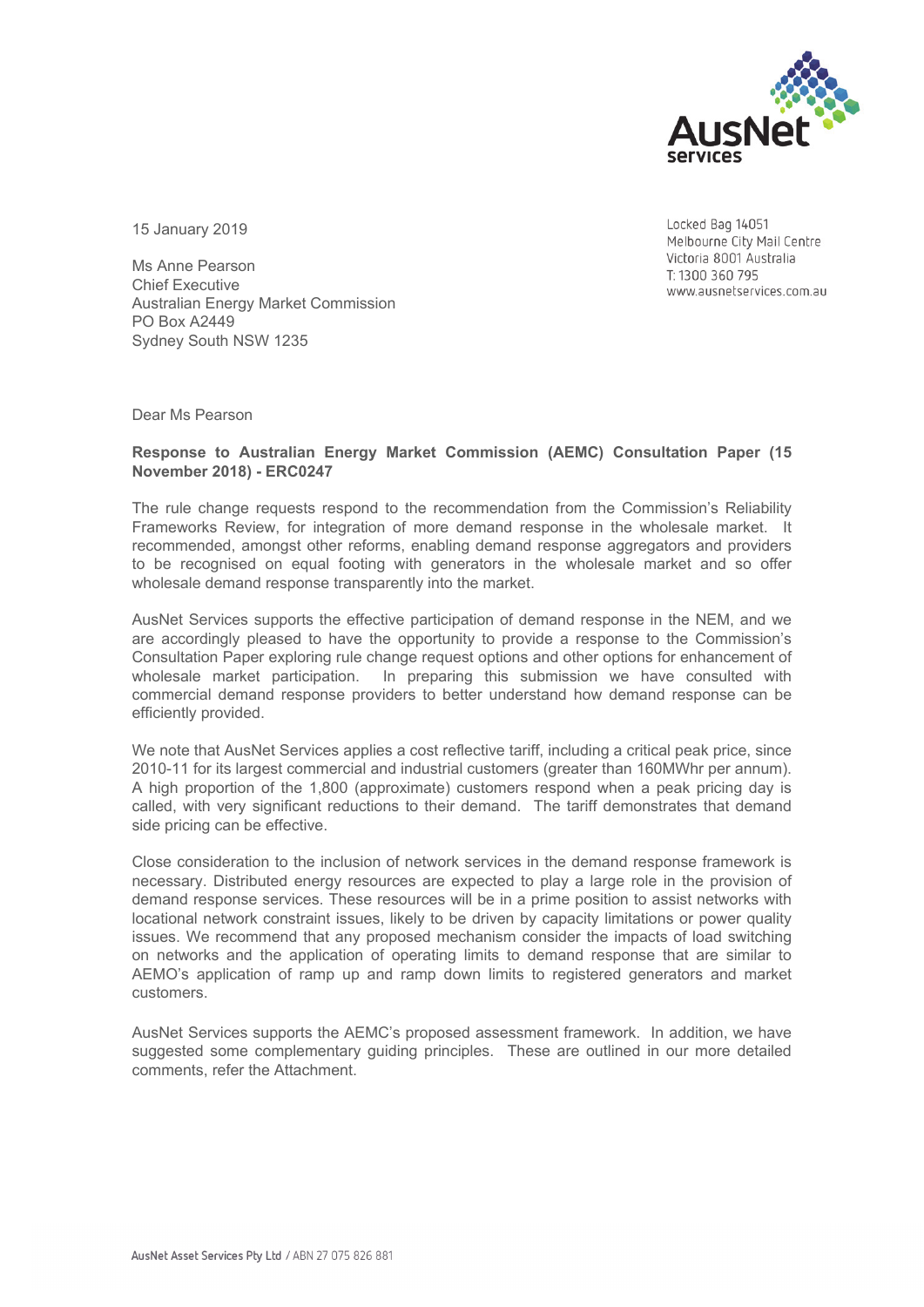AusNet services

15 January 2019

Locked Bag 14051
Melbourne City Mail Centre
Victoria 8001 Australia
T: 1300 360 795
www.ausnetservices.com.au

Ms Anne Pearson
Chief Executive
Australian Energy Market Commission
PO Box A2449
Sydney South NSW 1235

Dear Ms Pearson

**Response to Australian Energy Market Commission (AEMC) Consultation Paper (15 November 2018) - ERC0247**

The rule change requests respond to the recommendation from the Commission's Reliability Frameworks Review, for integration of more demand response in the wholesale market. It recommended, amongst other reforms, enabling demand response aggregators and providers to be recognised on equal footing with generators in the wholesale market and so offer wholesale demand response transparently into the market.

AusNet Services supports the effective participation of demand response in the NEM, and we are accordingly pleased to have the opportunity to provide a response to the Commission's Consultation Paper exploring rule change request options and other options for enhancement of wholesale market participation. In preparing this submission we have consulted with commercial demand response providers to better understand how demand response can be efficiently provided.

We note that AusNet Services applies a cost reflective tariff, including a critical peak price, since 2010-11 for its largest commercial and industrial customers (greater than 160MWhr per annum). A high proportion of the 1,800 (approximate) customers respond when a peak pricing day is called, with very significant reductions to their demand. The tariff demonstrates that demand side pricing can be effective.

Close consideration to the inclusion of network services in the demand response framework is necessary. Distributed energy resources are expected to play a large role in the provision of demand response services. These resources will be in a prime position to assist networks with locational network constraint issues, likely to be driven by capacity limitations or power quality issues. We recommend that any proposed mechanism consider the impacts of load switching on networks and the application of operating limits to demand response that are similar to AEMO's application of ramp up and ramp down limits to registered generators and market customers.

AusNet Services supports the AEMC's proposed assessment framework. In addition, we have suggested some complementary guiding principles. These are outlined in our more detailed comments, refer the Attachment.

AusNet Asset Services Pty Ltd / ABN 27 075 826 881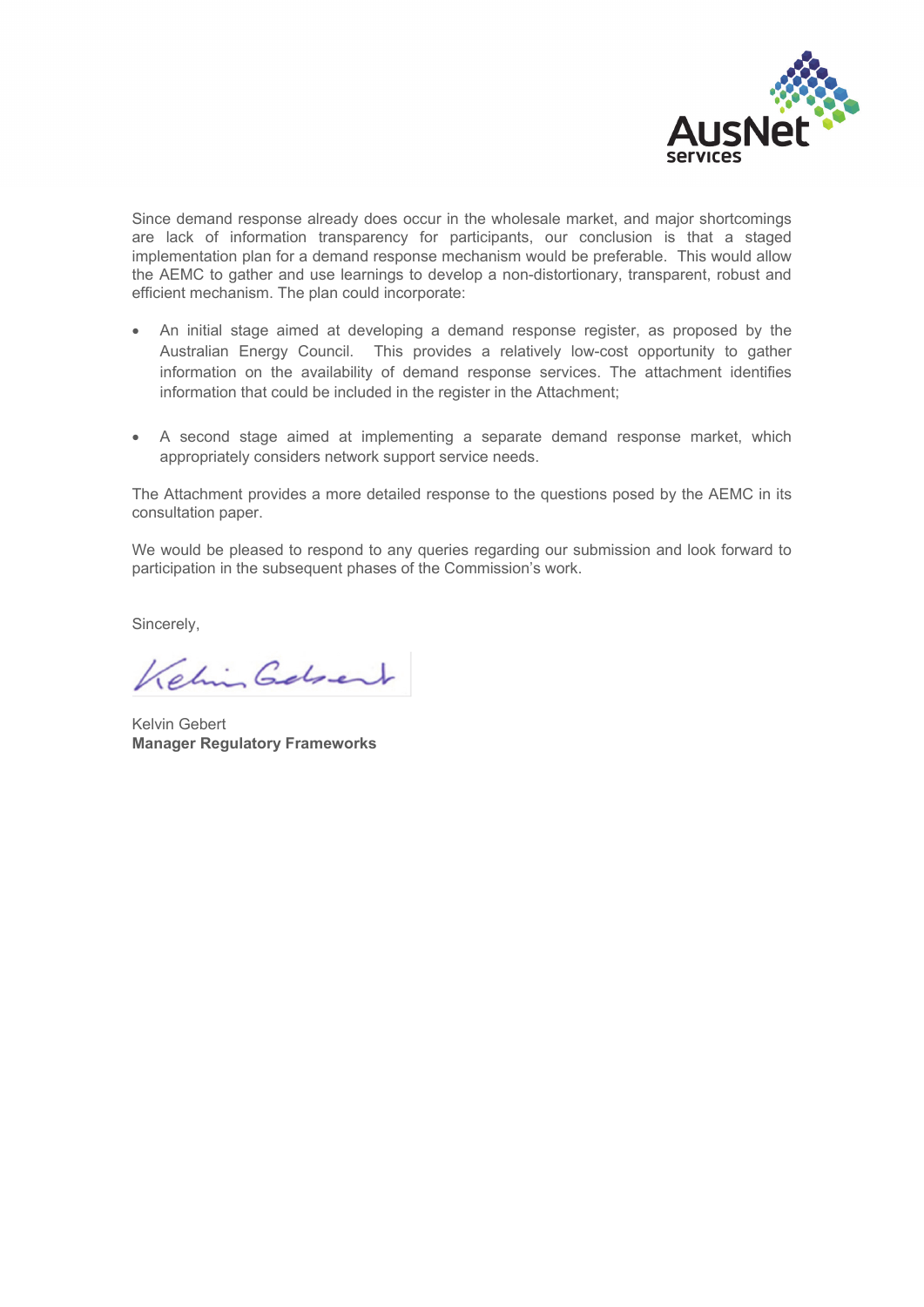Since demand response already does occur in the wholesale market, and major shortcomings are lack of information transparency for participants, our conclusion is that a staged implementation plan for a demand response mechanism would be preferable. This would allow the AEMC to gather and use learnings to develop a non-distortionary, transparent, robust and efficient mechanism. The plan could incorporate:

- An initial stage aimed at developing a demand response register, as proposed by the Australian Energy Council. This provides a relatively low-cost opportunity to gather information on the availability of demand response services. The attachment identifies information that could be included in the register in the Attachment;

- A second stage aimed at implementing a separate demand response market, which appropriately considers network support service needs.

The Attachment provides a more detailed response to the questions posed by the AEMC in its consultation paper.

We would be pleased to respond to any queries regarding our submission and look forward to participation in the subsequent phases of the Commission's work.

Sincerely,

Kelvin Gebert
**Manager Regulatory Frameworks**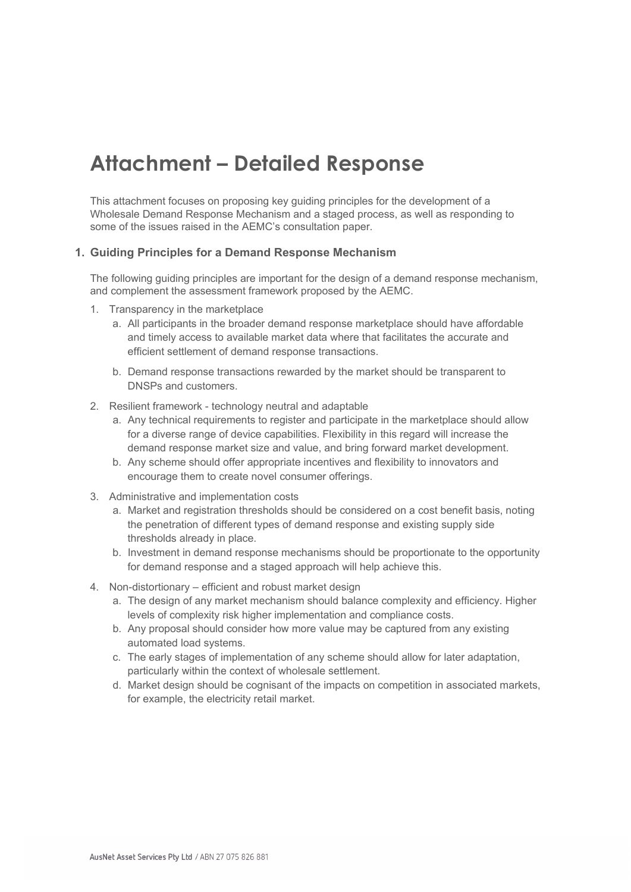# Attachment – Detailed Response

This attachment focuses on proposing key guiding principles for the development of a Wholesale Demand Response Mechanism and a staged process, as well as responding to some of the issues raised in the AEMC's consultation paper.

## 1. Guiding Principles for a Demand Response Mechanism

The following guiding principles are important for the design of a demand response mechanism, and complement the assessment framework proposed by the AEMC.

1. Transparency in the marketplace
   a. All participants in the broader demand response marketplace should have affordable and timely access to available market data where that facilitates the accurate and efficient settlement of demand response transactions.
   b. Demand response transactions rewarded by the market should be transparent to DNSPs and customers.
2. Resilient framework - technology neutral and adaptable
   a. Any technical requirements to register and participate in the marketplace should allow for a diverse range of device capabilities. Flexibility in this regard will increase the demand response market size and value, and bring forward market development.
   b. Any scheme should offer appropriate incentives and flexibility to innovators and encourage them to create novel consumer offerings.
3. Administrative and implementation costs
   a. Market and registration thresholds should be considered on a cost benefit basis, noting the penetration of different types of demand response and existing supply side thresholds already in place.
   b. Investment in demand response mechanisms should be proportionate to the opportunity for demand response and a staged approach will help achieve this.
4. Non-distortionary – efficient and robust market design
   a. The design of any market mechanism should balance complexity and efficiency. Higher levels of complexity risk higher implementation and compliance costs.
   b. Any proposal should consider how more value may be captured from any existing automated load systems.
   c. The early stages of implementation of any scheme should allow for later adaptation, particularly within the context of wholesale settlement.
   d. Market design should be cognisant of the impacts on competition in associated markets, for example, the electricity retail market.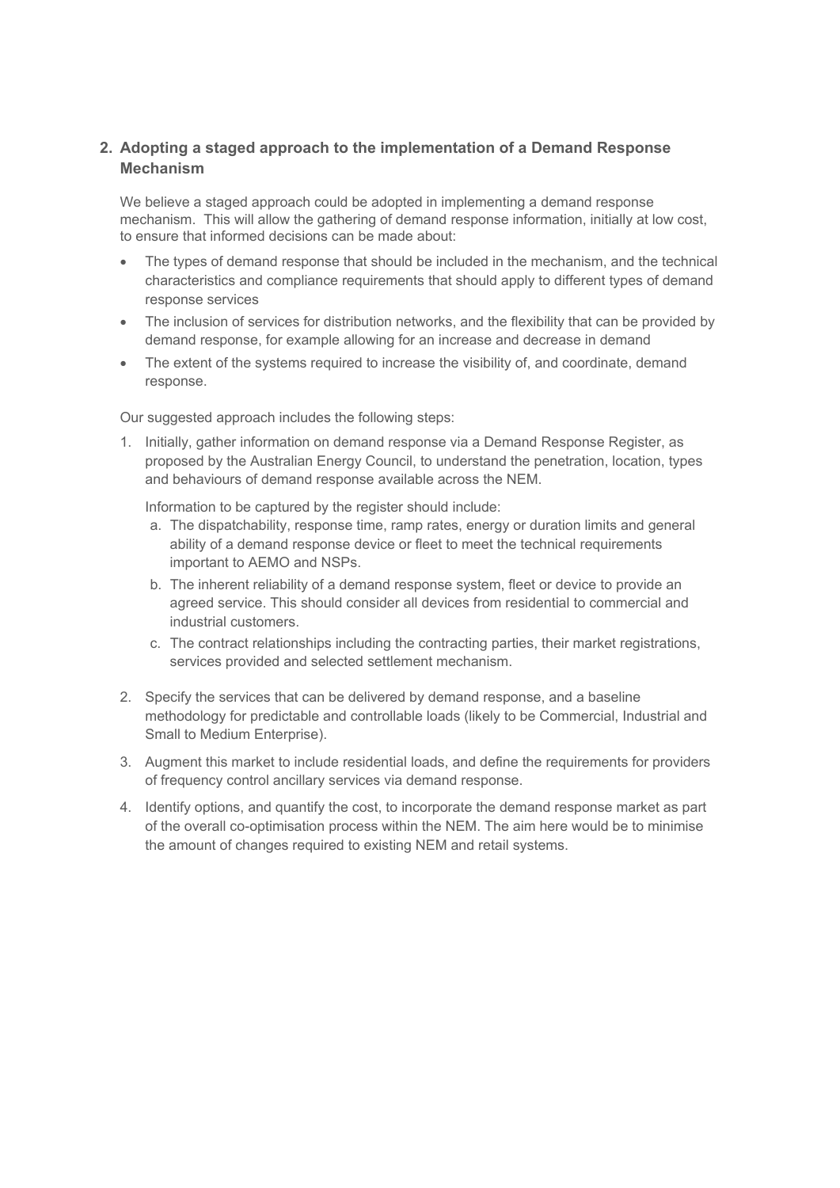## 2. Adopting a staged approach to the implementation of a Demand Response Mechanism

We believe a staged approach could be adopted in implementing a demand response mechanism. This will allow the gathering of demand response information, initially at low cost, to ensure that informed decisions can be made about:

- The types of demand response that should be included in the mechanism, and the technical characteristics and compliance requirements that should apply to different types of demand response services
- The inclusion of services for distribution networks, and the flexibility that can be provided by demand response, for example allowing for an increase and decrease in demand
- The extent of the systems required to increase the visibility of, and coordinate, demand response.

Our suggested approach includes the following steps:

1. Initially, gather information on demand response via a Demand Response Register, as proposed by the Australian Energy Council, to understand the penetration, location, types and behaviours of demand response available across the NEM.

   Information to be captured by the register should include:

   a. The dispatchability, response time, ramp rates, energy or duration limits and general ability of a demand response device or fleet to meet the technical requirements important to AEMO and NSPs.
   b. The inherent reliability of a demand response system, fleet or device to provide an agreed service. This should consider all devices from residential to commercial and industrial customers.
   c. The contract relationships including the contracting parties, their market registrations, services provided and selected settlement mechanism.

2. Specify the services that can be delivered by demand response, and a baseline methodology for predictable and controllable loads (likely to be Commercial, Industrial and Small to Medium Enterprise).

3. Augment this market to include residential loads, and define the requirements for providers of frequency control ancillary services via demand response.

4. Identify options, and quantify the cost, to incorporate the demand response market as part of the overall co-optimisation process within the NEM. The aim here would be to minimise the amount of changes required to existing NEM and retail systems.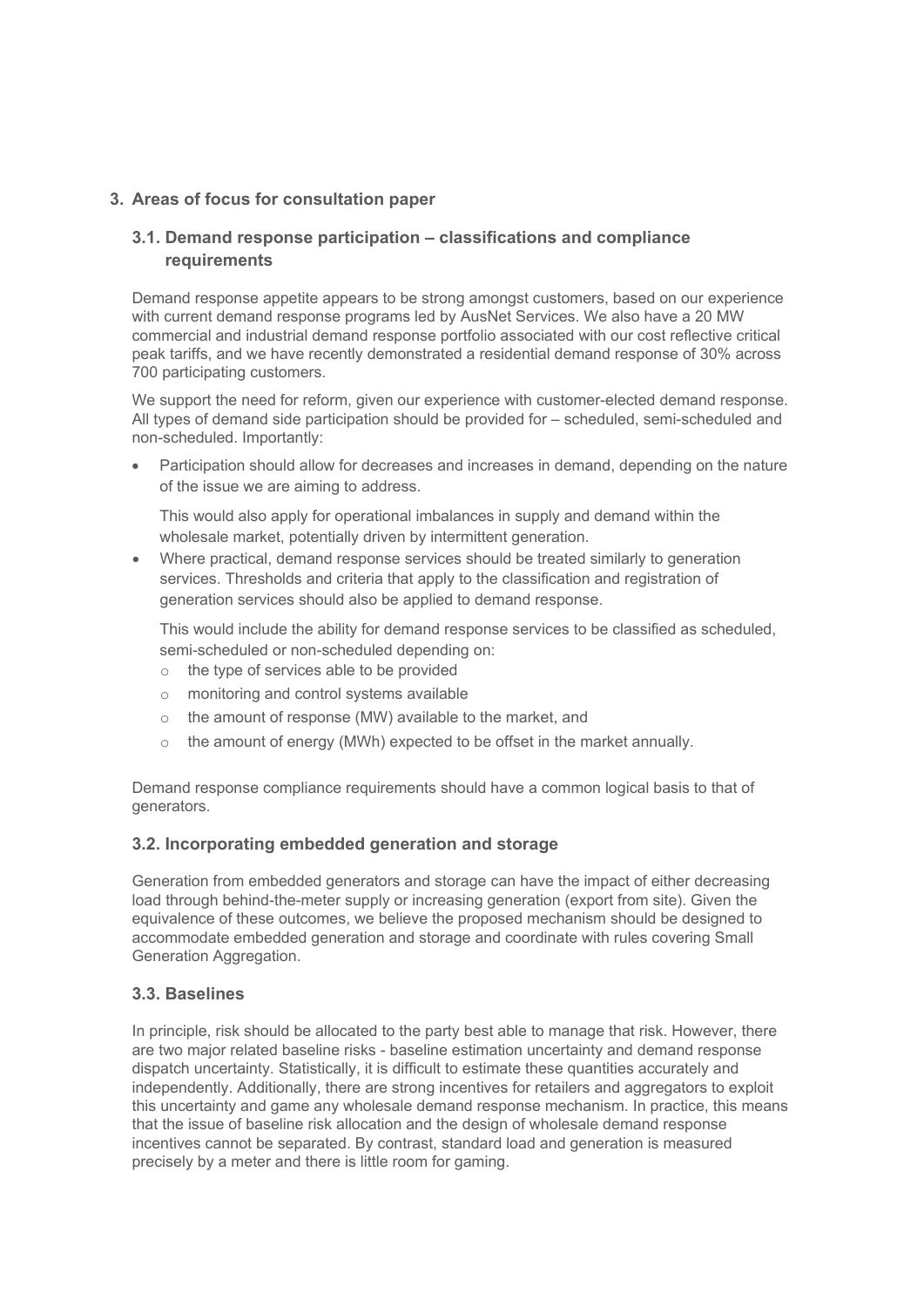## 3. Areas of focus for consultation paper

### 3.1. Demand response participation – classifications and compliance requirements

Demand response appetite appears to be strong amongst customers, based on our experience with current demand response programs led by AusNet Services. We also have a 20 MW commercial and industrial demand response portfolio associated with our cost reflective critical peak tariffs, and we have recently demonstrated a residential demand response of 30% across 700 participating customers.

We support the need for reform, given our experience with customer-elected demand response. All types of demand side participation should be provided for – scheduled, semi-scheduled and non-scheduled. Importantly:

- Participation should allow for decreases and increases in demand, depending on the nature of the issue we are aiming to address.

  This would also apply for operational imbalances in supply and demand within the wholesale market, potentially driven by intermittent generation.

- Where practical, demand response services should be treated similarly to generation services. Thresholds and criteria that apply to the classification and registration of generation services should also be applied to demand response.

  This would include the ability for demand response services to be classified as scheduled, semi-scheduled or non-scheduled depending on:

  - the type of services able to be provided
  - monitoring and control systems available
  - the amount of response (MW) available to the market, and
  - the amount of energy (MWh) expected to be offset in the market annually.

Demand response compliance requirements should have a common logical basis to that of generators.

### 3.2. Incorporating embedded generation and storage

Generation from embedded generators and storage can have the impact of either decreasing load through behind-the-meter supply or increasing generation (export from site). Given the equivalence of these outcomes, we believe the proposed mechanism should be designed to accommodate embedded generation and storage and coordinate with rules covering Small Generation Aggregation.

### 3.3. Baselines

In principle, risk should be allocated to the party best able to manage that risk. However, there are two major related baseline risks - baseline estimation uncertainty and demand response dispatch uncertainty. Statistically, it is difficult to estimate these quantities accurately and independently. Additionally, there are strong incentives for retailers and aggregators to exploit this uncertainty and game any wholesale demand response mechanism. In practice, this means that the issue of baseline risk allocation and the design of wholesale demand response incentives cannot be separated. By contrast, standard load and generation is measured precisely by a meter and there is little room for gaming.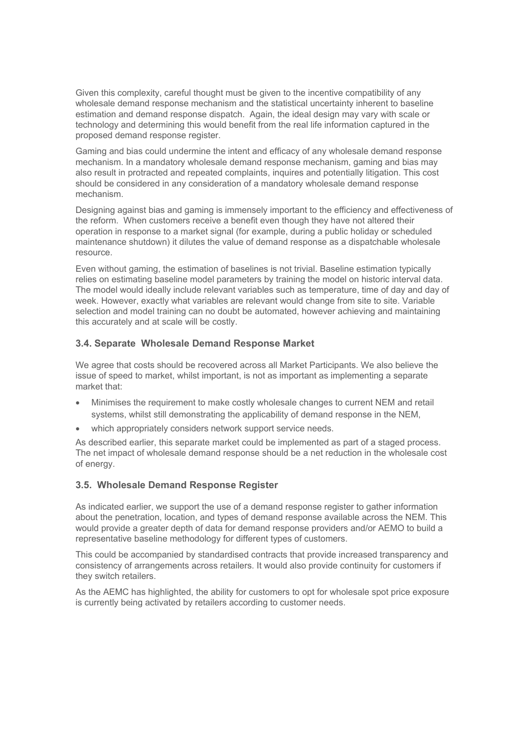Given this complexity, careful thought must be given to the incentive compatibility of any wholesale demand response mechanism and the statistical uncertainty inherent to baseline estimation and demand response dispatch. Again, the ideal design may vary with scale or technology and determining this would benefit from the real life information captured in the proposed demand response register.

Gaming and bias could undermine the intent and efficacy of any wholesale demand response mechanism. In a mandatory wholesale demand response mechanism, gaming and bias may also result in protracted and repeated complaints, inquires and potentially litigation. This cost should be considered in any consideration of a mandatory wholesale demand response mechanism.

Designing against bias and gaming is immensely important to the efficiency and effectiveness of the reform. When customers receive a benefit even though they have not altered their operation in response to a market signal (for example, during a public holiday or scheduled maintenance shutdown) it dilutes the value of demand response as a dispatchable wholesale resource.

Even without gaming, the estimation of baselines is not trivial. Baseline estimation typically relies on estimating baseline model parameters by training the model on historic interval data. The model would ideally include relevant variables such as temperature, time of day and day of week. However, exactly what variables are relevant would change from site to site. Variable selection and model training can no doubt be automated, however achieving and maintaining this accurately and at scale will be costly.

### 3.4. Separate Wholesale Demand Response Market

We agree that costs should be recovered across all Market Participants. We also believe the issue of speed to market, whilst important, is not as important as implementing a separate market that:

- Minimises the requirement to make costly wholesale changes to current NEM and retail systems, whilst still demonstrating the applicability of demand response in the NEM,
- which appropriately considers network support service needs.

As described earlier, this separate market could be implemented as part of a staged process. The net impact of wholesale demand response should be a net reduction in the wholesale cost of energy.

### 3.5. Wholesale Demand Response Register

As indicated earlier, we support the use of a demand response register to gather information about the penetration, location, and types of demand response available across the NEM. This would provide a greater depth of data for demand response providers and/or AEMO to build a representative baseline methodology for different types of customers.

This could be accompanied by standardised contracts that provide increased transparency and consistency of arrangements across retailers. It would also provide continuity for customers if they switch retailers.

As the AEMC has highlighted, the ability for customers to opt for wholesale spot price exposure is currently being activated by retailers according to customer needs.